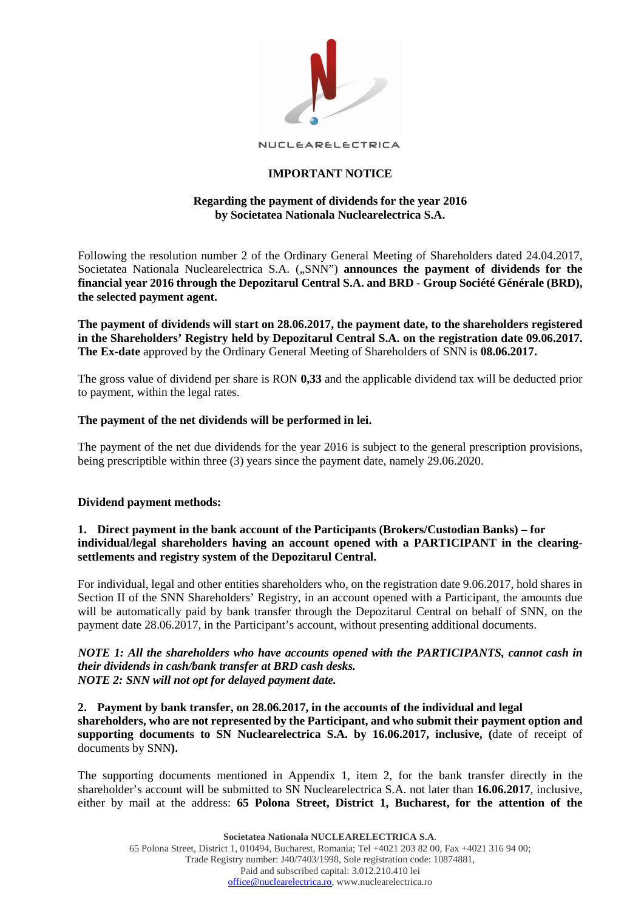NUCLEARELECTRICA

# IMPORTANT NOTICE

## Regarding the payment of dividends for the year 2016 by Societatea Nationala Nuclearelectrica S.A.

Following the resolution number 2 of the Ordinary General Meeting of Shareholders dated 24.04.2017, Societatea Nationala Nuclearelectrica S.A. („SNN") **announces the payment of dividends for the financial year 2016 through the Depozitarul Central S.A. and BRD - Group Société Générale (BRD), the selected payment agent.**

**The payment of dividends will start on 28.06.2017, the payment date, to the shareholders registered in the Shareholders' Registry held by Depozitarul Central S.A. on the registration date 09.06.2017. The Ex-date** approved by the Ordinary General Meeting of Shareholders of SNN is **08.06.2017.**

The gross value of dividend per share is RON **0,33** and the applicable dividend tax will be deducted prior to payment, within the legal rates.

**The payment of the net dividends will be performed in lei.**

The payment of the net due dividends for the year 2016 is subject to the general prescription provisions, being prescriptible within three (3) years since the payment date, namely 29.06.2020.

**Dividend payment methods:**

**1. Direct payment in the bank account of the Participants (Brokers/Custodian Banks) – for individual/legal shareholders having an account opened with a PARTICIPANT in the clearing-settlements and registry system of the Depozitarul Central.**

For individual, legal and other entities shareholders who, on the registration date 9.06.2017, hold shares in Section II of the SNN Shareholders' Registry, in an account opened with a Participant, the amounts due will be automatically paid by bank transfer through the Depozitarul Central on behalf of SNN, on the payment date 28.06.2017, in the Participant's account, without presenting additional documents.

***NOTE 1: All the shareholders who have accounts opened with the PARTICIPANTS, cannot cash in their dividends in cash/bank transfer at BRD cash desks.***
***NOTE 2: SNN will not opt for delayed payment date.***

**2. Payment by bank transfer, on 28.06.2017, in the accounts of the individual and legal shareholders, who are not represented by the Participant, and who submit their payment option and supporting documents to SN Nuclearelectrica S.A. by 16.06.2017, inclusive, (**date of receipt of documents by SNN**).**

The supporting documents mentioned in Appendix 1, item 2, for the bank transfer directly in the shareholder's account will be submitted to SN Nuclearelectrica S.A. not later than **16.06.2017**, inclusive, either by mail at the address: **65 Polona Street, District 1, Bucharest, for the attention of the**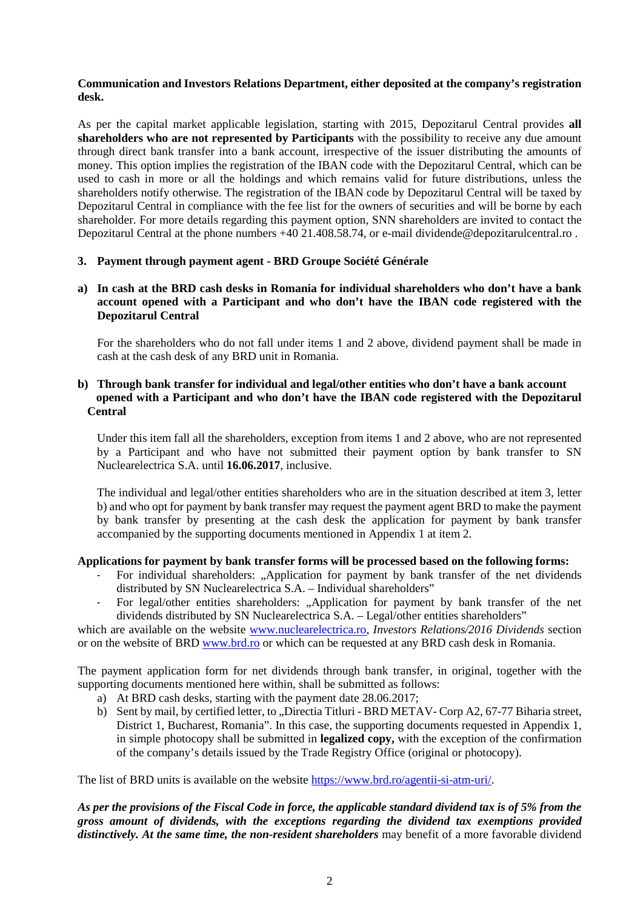**Communication and Investors Relations Department, either deposited at the company's registration desk.**

As per the capital market applicable legislation, starting with 2015, Depozitarul Central provides **all shareholders who are not represented by Participants** with the possibility to receive any due amount through direct bank transfer into a bank account, irrespective of the issuer distributing the amounts of money. This option implies the registration of the IBAN code with the Depozitarul Central, which can be used to cash in more or all the holdings and which remains valid for future distributions, unless the shareholders notify otherwise. The registration of the IBAN code by Depozitarul Central will be taxed by Depozitarul Central in compliance with the fee list for the owners of securities and will be borne by each shareholder. For more details regarding this payment option, SNN shareholders are invited to contact the Depozitarul Central at the phone numbers +40 21.408.58.74, or e-mail dividende@depozitarulcentral.ro .

**3. Payment through payment agent - BRD Groupe Société Générale**

**a) In cash at the BRD cash desks in Romania for individual shareholders who don't have a bank account opened with a Participant and who don't have the IBAN code registered with the Depozitarul Central**

For the shareholders who do not fall under items 1 and 2 above, dividend payment shall be made in cash at the cash desk of any BRD unit in Romania.

**b) Through bank transfer for individual and legal/other entities who don't have a bank account opened with a Participant and who don't have the IBAN code registered with the Depozitarul Central**

Under this item fall all the shareholders, exception from items 1 and 2 above, who are not represented by a Participant and who have not submitted their payment option by bank transfer to SN Nuclearelectrica S.A. until **16.06.2017**, inclusive.

The individual and legal/other entities shareholders who are in the situation described at item 3, letter b) and who opt for payment by bank transfer may request the payment agent BRD to make the payment by bank transfer by presenting at the cash desk the application for payment by bank transfer accompanied by the supporting documents mentioned in Appendix 1 at item 2.

**Applications for payment by bank transfer forms will be processed based on the following forms:**

- For individual shareholders: „Application for payment by bank transfer of the net dividends distributed by SN Nuclearelectrica S.A. – Individual shareholders"
- For legal/other entities shareholders: „Application for payment by bank transfer of the net dividends distributed by SN Nuclearelectrica S.A. – Legal/other entities shareholders"

which are available on the website www.nuclearelectrica.ro, *Investors Relations/2016 Dividends* section or on the website of BRD www.brd.ro or which can be requested at any BRD cash desk in Romania.

The payment application form for net dividends through bank transfer, in original, together with the supporting documents mentioned here within, shall be submitted as follows:

a) At BRD cash desks, starting with the payment date 28.06.2017;
b) Sent by mail, by certified letter, to „Directia Titluri - BRD METAV- Corp A2, 67-77 Biharia street, District 1, Bucharest, Romania". In this case, the supporting documents requested in Appendix 1, in simple photocopy shall be submitted in **legalized copy,** with the exception of the confirmation of the company's details issued by the Trade Registry Office (original or photocopy).

The list of BRD units is available on the website https://www.brd.ro/agentii-si-atm-uri/.

***As per the provisions of the Fiscal Code in force, the applicable standard dividend tax is of 5% from the gross amount of dividends, with the exceptions regarding the dividend tax exemptions provided distinctively. At the same time, the non-resident shareholders*** may benefit of a more favorable dividend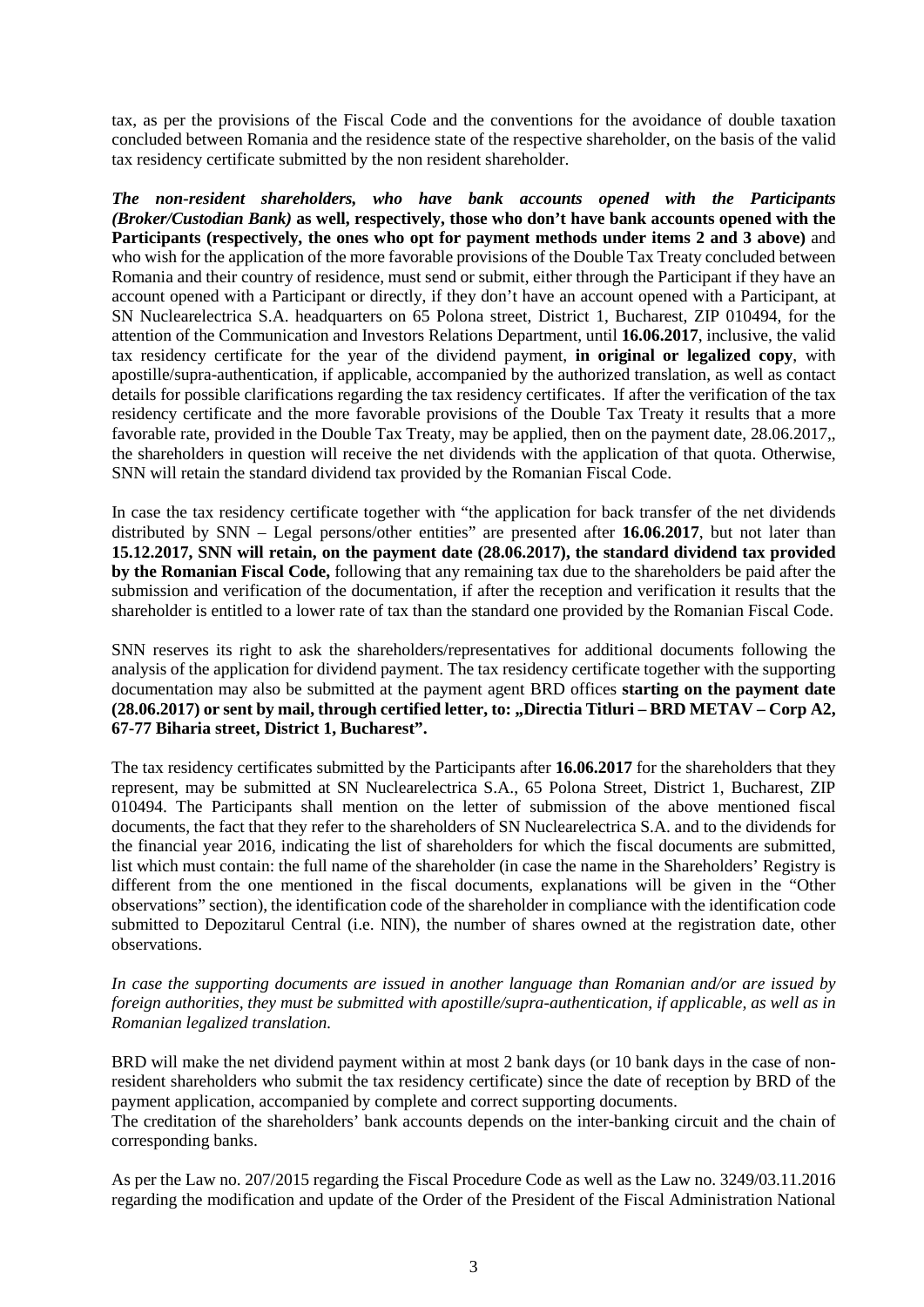tax, as per the provisions of the Fiscal Code and the conventions for the avoidance of double taxation concluded between Romania and the residence state of the respective shareholder, on the basis of the valid tax residency certificate submitted by the non resident shareholder.

***The non-resident shareholders, who have bank accounts opened with the Participants (Broker/Custodian Bank)*** **as well, respectively, those who don't have bank accounts opened with the Participants (respectively, the ones who opt for payment methods under items 2 and 3 above)** and who wish for the application of the more favorable provisions of the Double Tax Treaty concluded between Romania and their country of residence, must send or submit, either through the Participant if they have an account opened with a Participant or directly, if they don't have an account opened with a Participant, at SN Nuclearelectrica S.A. headquarters on 65 Polona street, District 1, Bucharest, ZIP 010494, for the attention of the Communication and Investors Relations Department, until **16.06.2017**, inclusive, the valid tax residency certificate for the year of the dividend payment, **in original or legalized copy**, with apostille/supra-authentication, if applicable, accompanied by the authorized translation, as well as contact details for possible clarifications regarding the tax residency certificates. If after the verification of the tax residency certificate and the more favorable provisions of the Double Tax Treaty it results that a more favorable rate, provided in the Double Tax Treaty, may be applied, then on the payment date, 28.06.2017,, the shareholders in question will receive the net dividends with the application of that quota. Otherwise, SNN will retain the standard dividend tax provided by the Romanian Fiscal Code.

In case the tax residency certificate together with "the application for back transfer of the net dividends distributed by SNN – Legal persons/other entities" are presented after **16.06.2017**, but not later than **15.12.2017, SNN will retain, on the payment date (28.06.2017), the standard dividend tax provided by the Romanian Fiscal Code,** following that any remaining tax due to the shareholders be paid after the submission and verification of the documentation, if after the reception and verification it results that the shareholder is entitled to a lower rate of tax than the standard one provided by the Romanian Fiscal Code.

SNN reserves its right to ask the shareholders/representatives for additional documents following the analysis of the application for dividend payment. The tax residency certificate together with the supporting documentation may also be submitted at the payment agent BRD offices **starting on the payment date (28.06.2017) or sent by mail, through certified letter, to: „Directia Titluri – BRD METAV – Corp A2, 67-77 Biharia street, District 1, Bucharest".**

The tax residency certificates submitted by the Participants after **16.06.2017** for the shareholders that they represent, may be submitted at SN Nuclearelectrica S.A., 65 Polona Street, District 1, Bucharest, ZIP 010494. The Participants shall mention on the letter of submission of the above mentioned fiscal documents, the fact that they refer to the shareholders of SN Nuclearelectrica S.A. and to the dividends for the financial year 2016, indicating the list of shareholders for which the fiscal documents are submitted, list which must contain: the full name of the shareholder (in case the name in the Shareholders' Registry is different from the one mentioned in the fiscal documents, explanations will be given in the "Other observations" section), the identification code of the shareholder in compliance with the identification code submitted to Depozitarul Central (i.e. NIN), the number of shares owned at the registration date, other observations.

*In case the supporting documents are issued in another language than Romanian and/or are issued by foreign authorities, they must be submitted with apostille/supra-authentication, if applicable, as well as in Romanian legalized translation.*

BRD will make the net dividend payment within at most 2 bank days (or 10 bank days in the case of non-resident shareholders who submit the tax residency certificate) since the date of reception by BRD of the payment application, accompanied by complete and correct supporting documents.
The creditation of the shareholders' bank accounts depends on the inter-banking circuit and the chain of corresponding banks.

As per the Law no. 207/2015 regarding the Fiscal Procedure Code as well as the Law no. 3249/03.11.2016 regarding the modification and update of the Order of the President of the Fiscal Administration National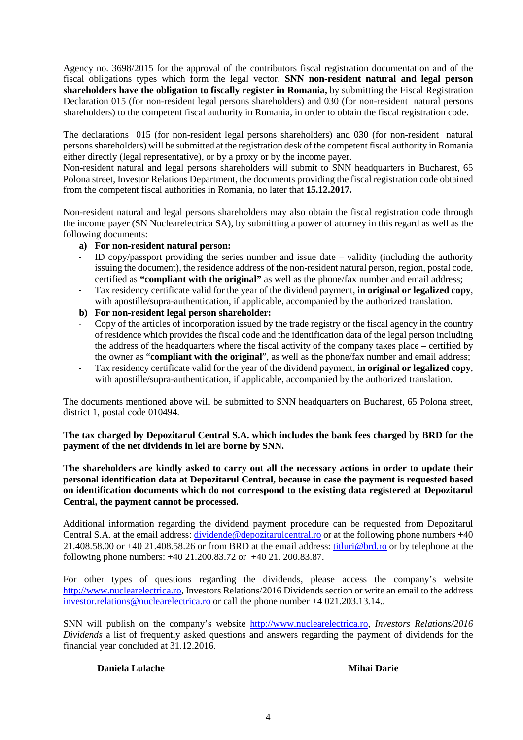Agency no. 3698/2015 for the approval of the contributors fiscal registration documentation and of the fiscal obligations types which form the legal vector, **SNN non-resident natural and legal person shareholders have the obligation to fiscally register in Romania,** by submitting the Fiscal Registration Declaration 015 (for non-resident legal persons shareholders) and 030 (for non-resident natural persons shareholders) to the competent fiscal authority in Romania, in order to obtain the fiscal registration code.

The declarations 015 (for non-resident legal persons shareholders) and 030 (for non-resident natural persons shareholders) will be submitted at the registration desk of the competent fiscal authority in Romania either directly (legal representative), or by a proxy or by the income payer.
Non-resident natural and legal persons shareholders will submit to SNN headquarters in Bucharest, 65 Polona street, Investor Relations Department, the documents providing the fiscal registration code obtained from the competent fiscal authorities in Romania, no later that **15.12.2017.**

Non-resident natural and legal persons shareholders may also obtain the fiscal registration code through the income payer (SN Nuclearelectrica SA), by submitting a power of attorney in this regard as well as the following documents:

**a) For non-resident natural person:**

- ID copy/passport providing the series number and issue date – validity (including the authority issuing the document), the residence address of the non-resident natural person, region, postal code, certified as **"compliant with the original"** as well as the phone/fax number and email address;
- Tax residency certificate valid for the year of the dividend payment, **in original or legalized copy**, with apostille/supra-authentication, if applicable, accompanied by the authorized translation.

**b) For non-resident legal person shareholder:**

- Copy of the articles of incorporation issued by the trade registry or the fiscal agency in the country of residence which provides the fiscal code and the identification data of the legal person including the address of the headquarters where the fiscal activity of the company takes place – certified by the owner as "**compliant with the original**", as well as the phone/fax number and email address;
- Tax residency certificate valid for the year of the dividend payment, **in original or legalized copy**, with apostille/supra-authentication, if applicable, accompanied by the authorized translation.

The documents mentioned above will be submitted to SNN headquarters on Bucharest, 65 Polona street, district 1, postal code 010494.

**The tax charged by Depozitarul Central S.A. which includes the bank fees charged by BRD for the payment of the net dividends in lei are borne by SNN.**

**The shareholders are kindly asked to carry out all the necessary actions in order to update their personal identification data at Depozitarul Central, because in case the payment is requested based on identification documents which do not correspond to the existing data registered at Depozitarul Central, the payment cannot be processed.**

Additional information regarding the dividend payment procedure can be requested from Depozitarul Central S.A. at the email address: dividende@depozitarulcentral.ro or at the following phone numbers +40 21.408.58.00 or +40 21.408.58.26 or from BRD at the email address: titluri@brd.ro or by telephone at the following phone numbers: +40 21.200.83.72 or +40 21. 200.83.87.

For other types of questions regarding the dividends, please access the company's website http://www.nuclearelectrica.ro, Investors Relations/2016 Dividends section or write an email to the address investor.relations@nuclearelectrica.ro or call the phone number +4 021.203.13.14..

SNN will publish on the company's website http://www.nuclearelectrica.ro, *Investors Relations/2016 Dividends* a list of frequently asked questions and answers regarding the payment of dividends for the financial year concluded at 31.12.2016.

**Daniela Lulache** **Mihai Darie**